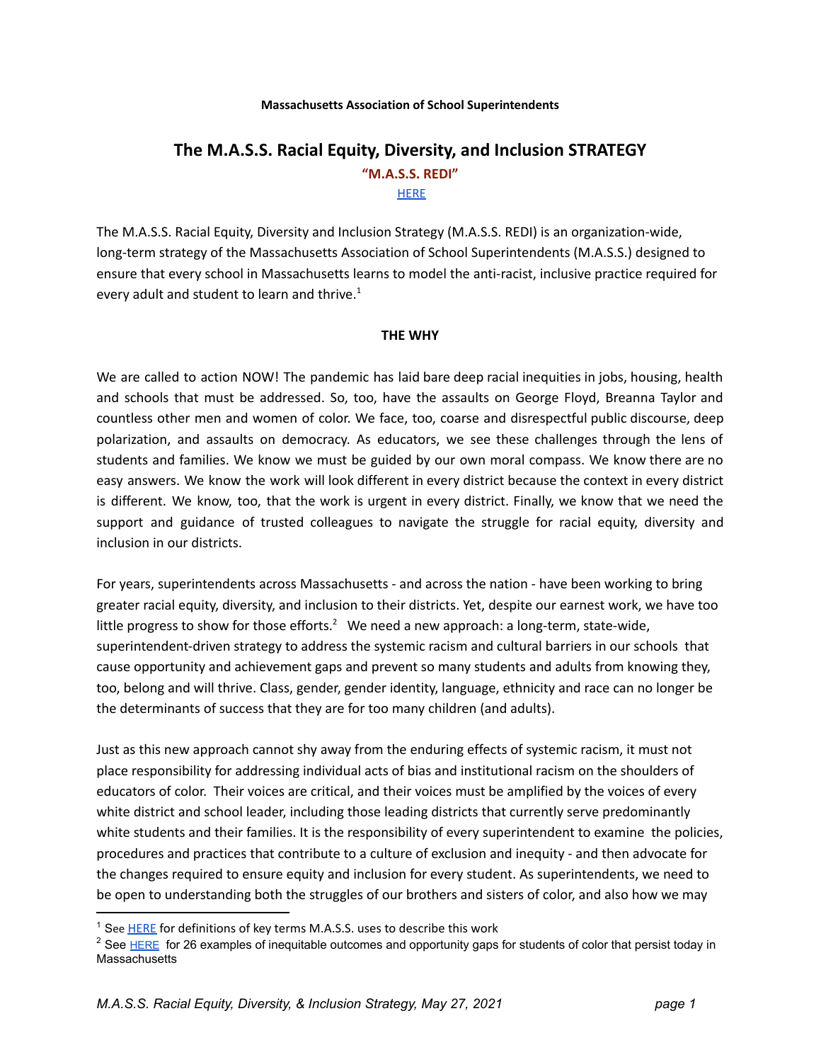**Massachusetts Association of School Superintendents**

# The M.A.S.S. Racial Equity, Diversity, and Inclusion STRATEGY

**"M.A.S.S. REDI"**

HERE

The M.A.S.S. Racial Equity, Diversity and Inclusion Strategy (M.A.S.S. REDI) is an organization-wide, long-term strategy of the Massachusetts Association of School Superintendents (M.A.S.S.) designed to ensure that every school in Massachusetts learns to model the anti-racist, inclusive practice required for every adult and student to learn and thrive.[1]

## THE WHY

We are called to action NOW! The pandemic has laid bare deep racial inequities in jobs, housing, health and schools that must be addressed. So, too, have the assaults on George Floyd, Breanna Taylor and countless other men and women of color. We face, too, coarse and disrespectful public discourse, deep polarization, and assaults on democracy. As educators, we see these challenges through the lens of students and families. We know we must be guided by our own moral compass. We know there are no easy answers. We know the work will look different in every district because the context in every district is different. We know, too, that the work is urgent in every district. Finally, we know that we need the support and guidance of trusted colleagues to navigate the struggle for racial equity, diversity and inclusion in our districts.

For years, superintendents across Massachusetts - and across the nation - have been working to bring greater racial equity, diversity, and inclusion to their districts. Yet, despite our earnest work, we have too little progress to show for those efforts.[2] We need a new approach: a long-term, state-wide, superintendent-driven strategy to address the systemic racism and cultural barriers in our schools that cause opportunity and achievement gaps and prevent so many students and adults from knowing they, too, belong and will thrive. Class, gender, gender identity, language, ethnicity and race can no longer be the determinants of success that they are for too many children (and adults).

Just as this new approach cannot shy away from the enduring effects of systemic racism, it must not place responsibility for addressing individual acts of bias and institutional racism on the shoulders of educators of color. Their voices are critical, and their voices must be amplified by the voices of every white district and school leader, including those leading districts that currently serve predominantly white students and their families. It is the responsibility of every superintendent to examine the policies, procedures and practices that contribute to a culture of exclusion and inequity - and then advocate for the changes required to ensure equity and inclusion for every student. As superintendents, we need to be open to understanding both the struggles of our brothers and sisters of color, and also how we may

---

[1] See HERE for definitions of key terms M.A.S.S. uses to describe this work

[2] See HERE for 26 examples of inequitable outcomes and opportunity gaps for students of color that persist today in Massachusetts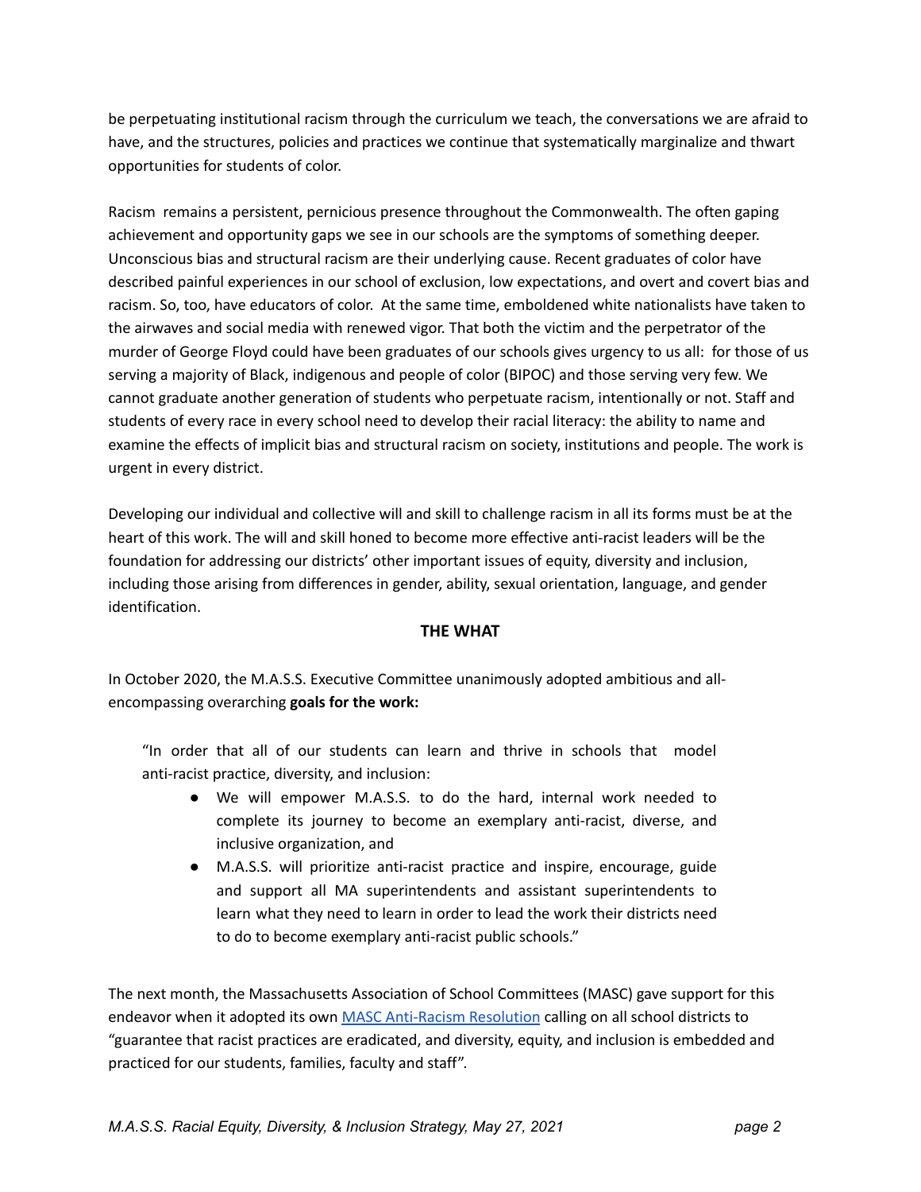be perpetuating institutional racism through the curriculum we teach, the conversations we are afraid to have, and the structures, policies and practices we continue that systematically marginalize and thwart opportunities for students of color.

Racism remains a persistent, pernicious presence throughout the Commonwealth. The often gaping achievement and opportunity gaps we see in our schools are the symptoms of something deeper. Unconscious bias and structural racism are their underlying cause. Recent graduates of color have described painful experiences in our school of exclusion, low expectations, and overt and covert bias and racism. So, too, have educators of color. At the same time, emboldened white nationalists have taken to the airwaves and social media with renewed vigor. That both the victim and the perpetrator of the murder of George Floyd could have been graduates of our schools gives urgency to us all: for those of us serving a majority of Black, indigenous and people of color (BIPOC) and those serving very few. We cannot graduate another generation of students who perpetuate racism, intentionally or not. Staff and students of every race in every school need to develop their racial literacy: the ability to name and examine the effects of implicit bias and structural racism on society, institutions and people. The work is urgent in every district.

Developing our individual and collective will and skill to challenge racism in all its forms must be at the heart of this work. The will and skill honed to become more effective anti-racist leaders will be the foundation for addressing our districts' other important issues of equity, diversity and inclusion, including those arising from differences in gender, ability, sexual orientation, language, and gender identification.

## THE WHAT

In October 2020, the M.A.S.S. Executive Committee unanimously adopted ambitious and all-encompassing overarching **goals for the work:**

> "In order that all of our students can learn and thrive in schools that model anti-racist practice, diversity, and inclusion:
>
> - We will empower M.A.S.S. to do the hard, internal work needed to complete its journey to become an exemplary anti-racist, diverse, and inclusive organization, and
> - M.A.S.S. will prioritize anti-racist practice and inspire, encourage, guide and support all MA superintendents and assistant superintendents to learn what they need to learn in order to lead the work their districts need to do to become exemplary anti-racist public schools."

The next month, the Massachusetts Association of School Committees (MASC) gave support for this endeavor when it adopted its own MASC Anti-Racism Resolution calling on all school districts to "guarantee that racist practices are eradicated, and diversity, equity, and inclusion is embedded and practiced for our students, families, faculty and staff".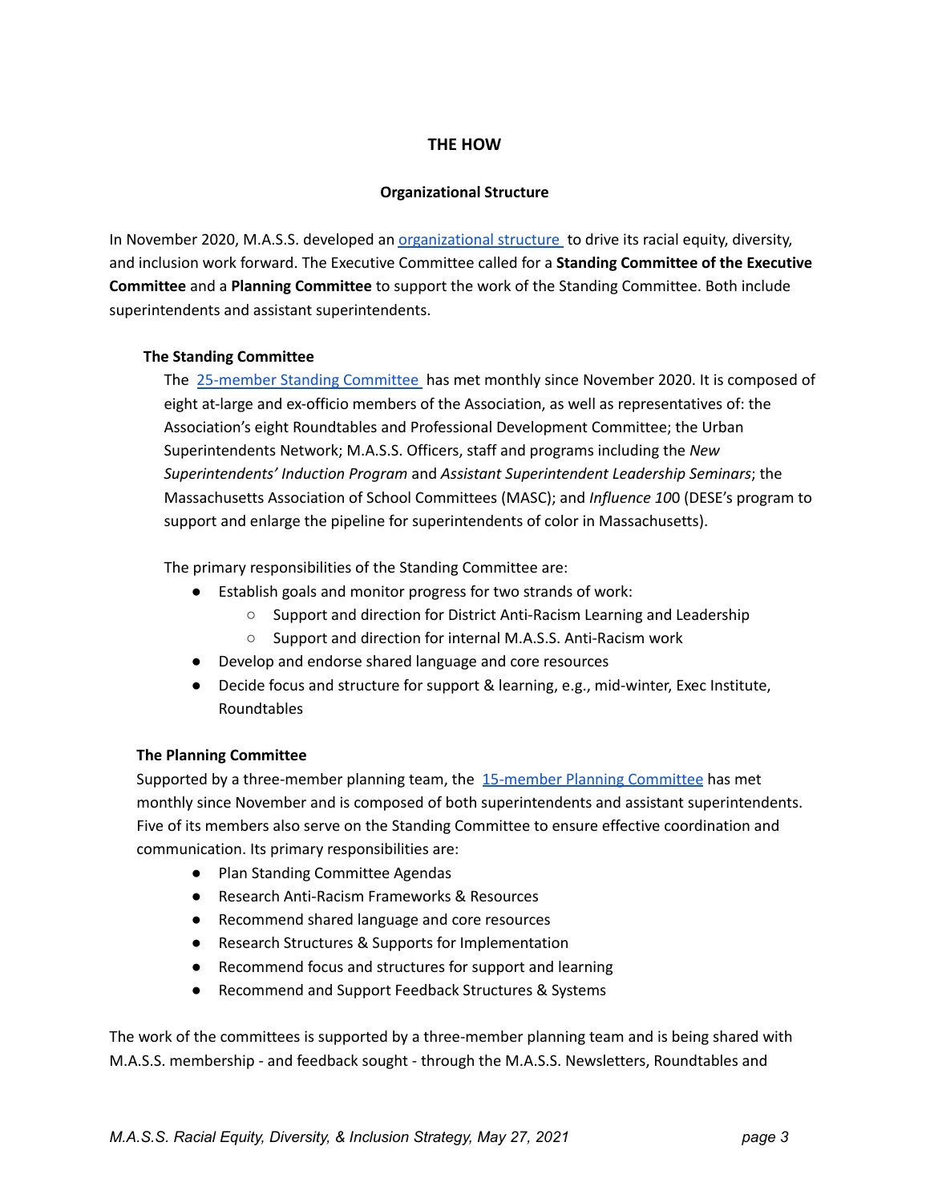## THE HOW

### Organizational Structure

In November 2020, M.A.S.S. developed an organizational structure to drive its racial equity, diversity, and inclusion work forward. The Executive Committee called for a **Standing Committee of the Executive Committee** and a **Planning Committee** to support the work of the Standing Committee. Both include superintendents and assistant superintendents.

#### The Standing Committee

The 25-member Standing Committee has met monthly since November 2020. It is composed of eight at-large and ex-officio members of the Association, as well as representatives of: the Association's eight Roundtables and Professional Development Committee; the Urban Superintendents Network; M.A.S.S. Officers, staff and programs including the *New Superintendents' Induction Program* and *Assistant Superintendent Leadership Seminars*; the Massachusetts Association of School Committees (MASC); and *Influence 10*0 (DESE's program to support and enlarge the pipeline for superintendents of color in Massachusetts).

The primary responsibilities of the Standing Committee are:

- Establish goals and monitor progress for two strands of work:
  - Support and direction for District Anti-Racism Learning and Leadership
  - Support and direction for internal M.A.S.S. Anti-Racism work
- Develop and endorse shared language and core resources
- Decide focus and structure for support & learning, e.g., mid-winter, Exec Institute, Roundtables

#### The Planning Committee

Supported by a three-member planning team, the 15-member Planning Committee has met monthly since November and is composed of both superintendents and assistant superintendents. Five of its members also serve on the Standing Committee to ensure effective coordination and communication. Its primary responsibilities are:

- Plan Standing Committee Agendas
- Research Anti-Racism Frameworks & Resources
- Recommend shared language and core resources
- Research Structures & Supports for Implementation
- Recommend focus and structures for support and learning
- Recommend and Support Feedback Structures & Systems

The work of the committees is supported by a three-member planning team and is being shared with M.A.S.S. membership - and feedback sought - through the M.A.S.S. Newsletters, Roundtables and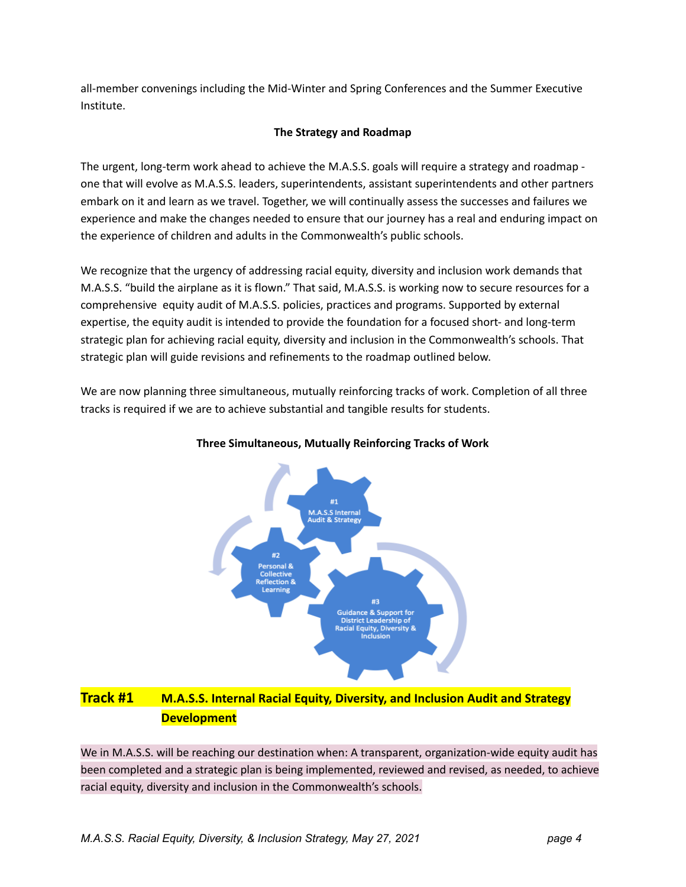all-member convenings including the Mid-Winter and Spring Conferences and the Summer Executive Institute.

**The Strategy and Roadmap**

The urgent, long-term work ahead to achieve the M.A.S.S. goals will require a strategy and roadmap - one that will evolve as M.A.S.S. leaders, superintendents, assistant superintendents and other partners embark on it and learn as we travel. Together, we will continually assess the successes and failures we experience and make the changes needed to ensure that our journey has a real and enduring impact on the experience of children and adults in the Commonwealth's public schools.

We recognize that the urgency of addressing racial equity, diversity and inclusion work demands that M.A.S.S. "build the airplane as it is flown." That said, M.A.S.S. is working now to secure resources for a comprehensive equity audit of M.A.S.S. policies, practices and programs. Supported by external expertise, the equity audit is intended to provide the foundation for a focused short- and long-term strategic plan for achieving racial equity, diversity and inclusion in the Commonwealth's schools. That strategic plan will guide revisions and refinements to the roadmap outlined below.

We are now planning three simultaneous, mutually reinforcing tracks of work. Completion of all three tracks is required if we are to achieve substantial and tangible results for students.

**Three Simultaneous, Mutually Reinforcing Tracks of Work**

#1
M.A.S.S Internal Audit & Strategy

#2
Personal & Collective Reflection & Learning

#3
Guidance & Support for District Leadership of Racial Equity, Diversity & Inclusion

## Track #1 M.A.S.S. Internal Racial Equity, Diversity, and Inclusion Audit and Strategy Development

We in M.A.S.S. will be reaching our destination when: A transparent, organization-wide equity audit has been completed and a strategic plan is being implemented, reviewed and revised, as needed, to achieve racial equity, diversity and inclusion in the Commonwealth's schools.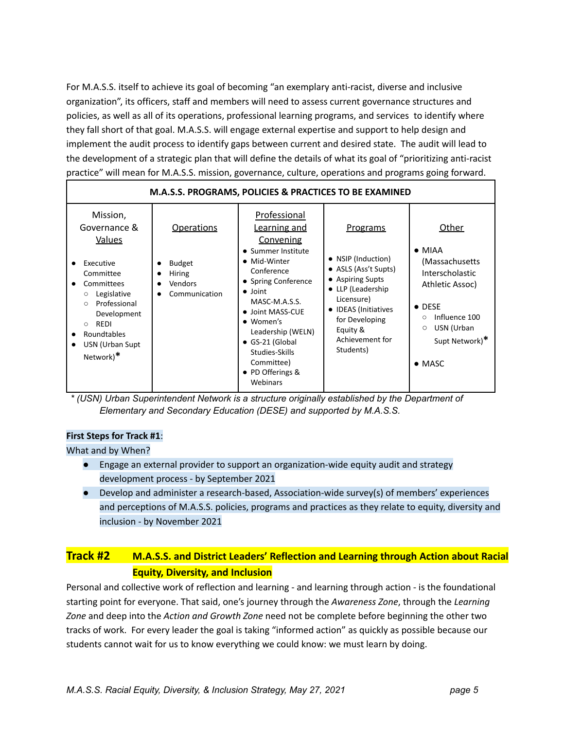For M.A.S.S. itself to achieve its goal of becoming "an exemplary anti-racist, diverse and inclusive organization", its officers, staff and members will need to assess current governance structures and policies, as well as all of its operations, professional learning programs, and services to identify where they fall short of that goal. M.A.S.S. will engage external expertise and support to help design and implement the audit process to identify gaps between current and desired state. The audit will lead to the development of a strategic plan that will define the details of what its goal of "prioritizing anti-racist practice" will mean for M.A.S.S. mission, governance, culture, operations and programs going forward.

| M.A.S.S. PROGRAMS, POLICIES & PRACTICES TO BE EXAMINED | | | | |
|---|---|---|---|---|
| Mission, Governance & Values | Operations | Professional Learning and Convening | Programs | Other |
| • Executive Committee<br>• Committees<br>○ Legislative<br>○ Professional Development<br>○ REDI<br>• Roundtables<br>• USN (Urban Supt Network)* | • Budget<br>• Hiring<br>• Vendors<br>• Communication | • Summer Institute<br>• Mid-Winter Conference<br>• Spring Conference<br>• Joint MASC-M.A.S.S.<br>• Joint MASS-CUE<br>• Women's Leadership (WELN)<br>• GS-21 (Global Studies-Skills Committee)<br>• PD Offerings & Webinars | • NSIP (Induction)<br>• ASLS (Ass't Supts)<br>• Aspiring Supts<br>• LLP (Leadership Licensure)<br>• IDEAS (Initiatives for Developing Equity & Achievement for Students) | • MIAA (Massachusetts Interscholastic Athletic Assoc)<br>• DESE<br>○ Influence 100<br>○ USN (Urban Supt Network)*<br>• MASC |

*\* (USN) Urban Superintendent Network is a structure originally established by the Department of Elementary and Secondary Education (DESE) and supported by M.A.S.S.*

**First Steps for Track #1**:
What and by When?

- Engage an external provider to support an organization-wide equity audit and strategy development process - by September 2021
- Develop and administer a research-based, Association-wide survey(s) of members' experiences and perceptions of M.A.S.S. policies, programs and practices as they relate to equity, diversity and inclusion - by November 2021

## Track #2 M.A.S.S. and District Leaders' Reflection and Learning through Action about Racial Equity, Diversity, and Inclusion

Personal and collective work of reflection and learning - and learning through action - is the foundational starting point for everyone. That said, one's journey through the *Awareness Zone*, through the *Learning Zone* and deep into the *Action and Growth Zone* need not be complete before beginning the other two tracks of work. For every leader the goal is taking "informed action" as quickly as possible because our students cannot wait for us to know everything we could know: we must learn by doing.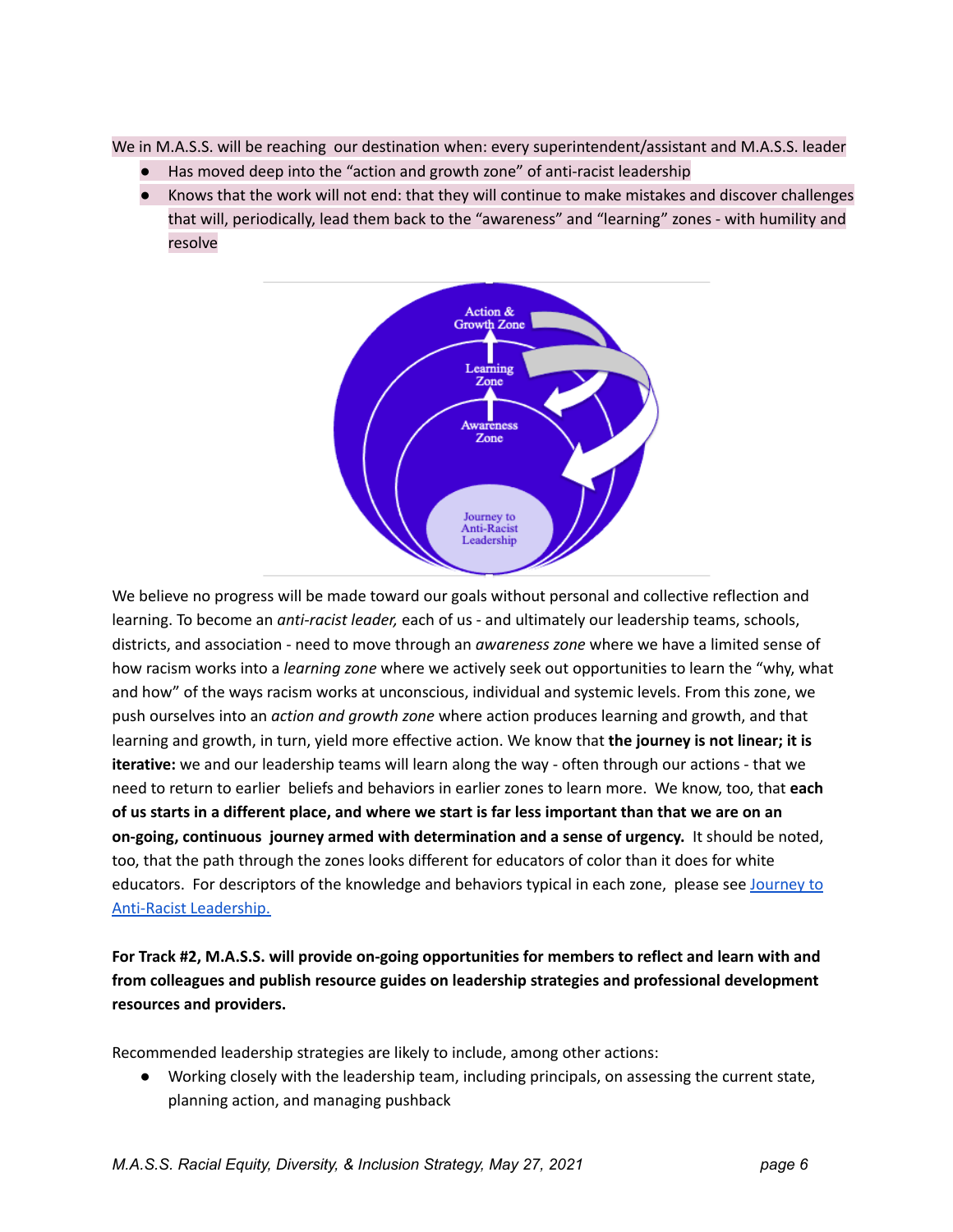We in M.A.S.S. will be reaching our destination when: every superintendent/assistant and M.A.S.S. leader

- Has moved deep into the "action and growth zone" of anti-racist leadership
- Knows that the work will not end: that they will continue to make mistakes and discover challenges that will, periodically, lead them back to the "awareness" and "learning" zones - with humility and resolve

Action & Growth Zone

Learning Zone

Awareness Zone

Journey to Anti-Racist Leadership

We believe no progress will be made toward our goals without personal and collective reflection and learning. To become an *anti-racist leader,* each of us - and ultimately our leadership teams, schools, districts, and association - need to move through an *awareness zone* where we have a limited sense of how racism works into a *learning zone* where we actively seek out opportunities to learn the "why, what and how" of the ways racism works at unconscious, individual and systemic levels. From this zone, we push ourselves into an *action and growth zone* where action produces learning and growth, and that learning and growth, in turn, yield more effective action. We know that **the journey is not linear; it is iterative:** we and our leadership teams will learn along the way - often through our actions - that we need to return to earlier beliefs and behaviors in earlier zones to learn more. We know, too, that **each of us starts in a different place, and where we start is far less important than that we are on an on-going, continuous journey armed with determination and a sense of urgency.** It should be noted, too, that the path through the zones looks different for educators of color than it does for white educators. For descriptors of the knowledge and behaviors typical in each zone, please see [Journey to Anti-Racist Leadership.]

**For Track #2, M.A.S.S. will provide on-going opportunities for members to reflect and learn with and from colleagues and publish resource guides on leadership strategies and professional development resources and providers.**

Recommended leadership strategies are likely to include, among other actions:

- Working closely with the leadership team, including principals, on assessing the current state, planning action, and managing pushback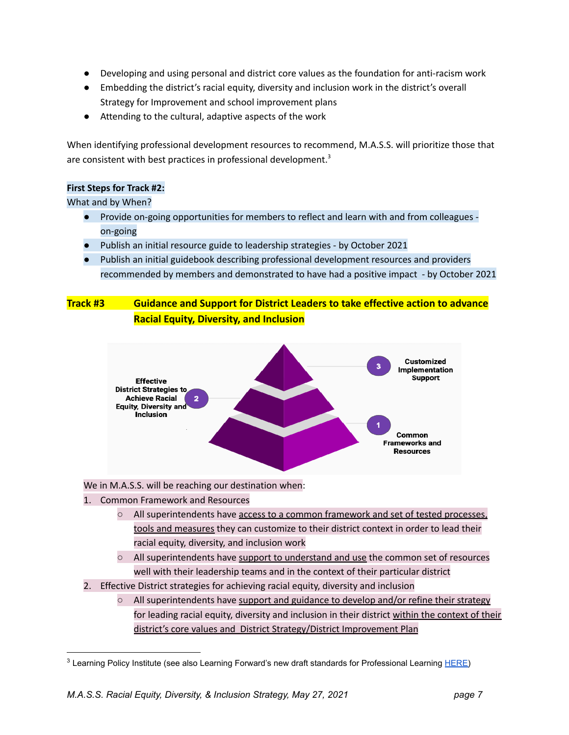- Developing and using personal and district core values as the foundation for anti-racism work
- Embedding the district's racial equity, diversity and inclusion work in the district's overall Strategy for Improvement and school improvement plans
- Attending to the cultural, adaptive aspects of the work

When identifying professional development resources to recommend, M.A.S.S. will prioritize those that are consistent with best practices in professional development.[3]

**First Steps for Track #2:**

What and by When?

- Provide on-going opportunities for members to reflect and learn with and from colleagues - on-going
- Publish an initial resource guide to leadership strategies - by October 2021
- Publish an initial guidebook describing professional development resources and providers recommended by members and demonstrated to have had a positive impact - by October 2021

## Track #3 Guidance and Support for District Leaders to take effective action to advance Racial Equity, Diversity, and Inclusion

3 Customized Implementation Support

2 Effective District Strategies to Achieve Racial Equity, Diversity and Inclusion

1 Common Frameworks and Resources

We in M.A.S.S. will be reaching our destination when:

1. Common Framework and Resources
   - All superintendents have access to a common framework and set of tested processes, tools and measures they can customize to their district context in order to lead their racial equity, diversity, and inclusion work
   - All superintendents have support to understand and use the common set of resources well with their leadership teams and in the context of their particular district
2. Effective District strategies for achieving racial equity, diversity and inclusion
   - All superintendents have support and guidance to develop and/or refine their strategy for leading racial equity, diversity and inclusion in their district within the context of their district's core values and District Strategy/District Improvement Plan

[3] Learning Policy Institute (see also Learning Forward's new draft standards for Professional Learning HERE)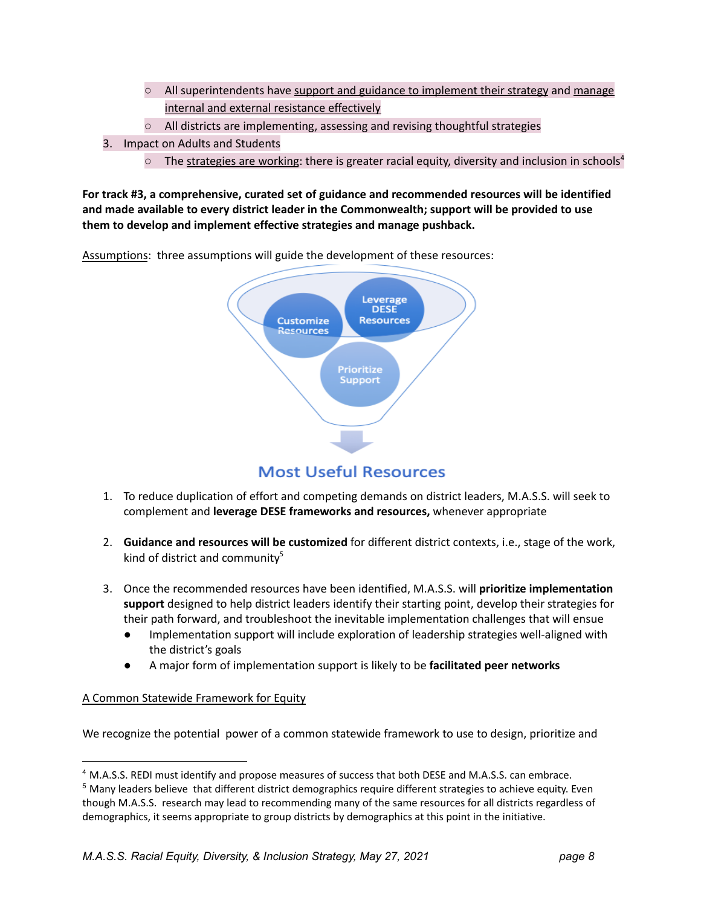- All superintendents have support and guidance to implement their strategy and manage internal and external resistance effectively
   - All districts are implementing, assessing and revising thoughtful strategies
3. Impact on Adults and Students
   - The strategies are working: there is greater racial equity, diversity and inclusion in schools[4]

**For track #3, a comprehensive, curated set of guidance and recommended resources will be identified and made available to every district leader in the Commonwealth; support will be provided to use them to develop and implement effective strategies and manage pushback.**

Assumptions: three assumptions will guide the development of these resources:

Customize Resources

Leverage DESE Resources

Prioritize Support

Most Useful Resources

1. To reduce duplication of effort and competing demands on district leaders, M.A.S.S. will seek to complement and **leverage DESE frameworks and resources,** whenever appropriate

2. **Guidance and resources will be customized** for different district contexts, i.e., stage of the work, kind of district and community[5]

3. Once the recommended resources have been identified, M.A.S.S. will **prioritize implementation support** designed to help district leaders identify their starting point, develop their strategies for their path forward, and troubleshoot the inevitable implementation challenges that will ensue
   - Implementation support will include exploration of leadership strategies well-aligned with the district's goals
   - A major form of implementation support is likely to be **facilitated peer networks**

A Common Statewide Framework for Equity

We recognize the potential power of a common statewide framework to use to design, prioritize and

---

[4] M.A.S.S. REDI must identify and propose measures of success that both DESE and M.A.S.S. can embrace.

[5] Many leaders believe that different district demographics require different strategies to achieve equity. Even though M.A.S.S. research may lead to recommending many of the same resources for all districts regardless of demographics, it seems appropriate to group districts by demographics at this point in the initiative.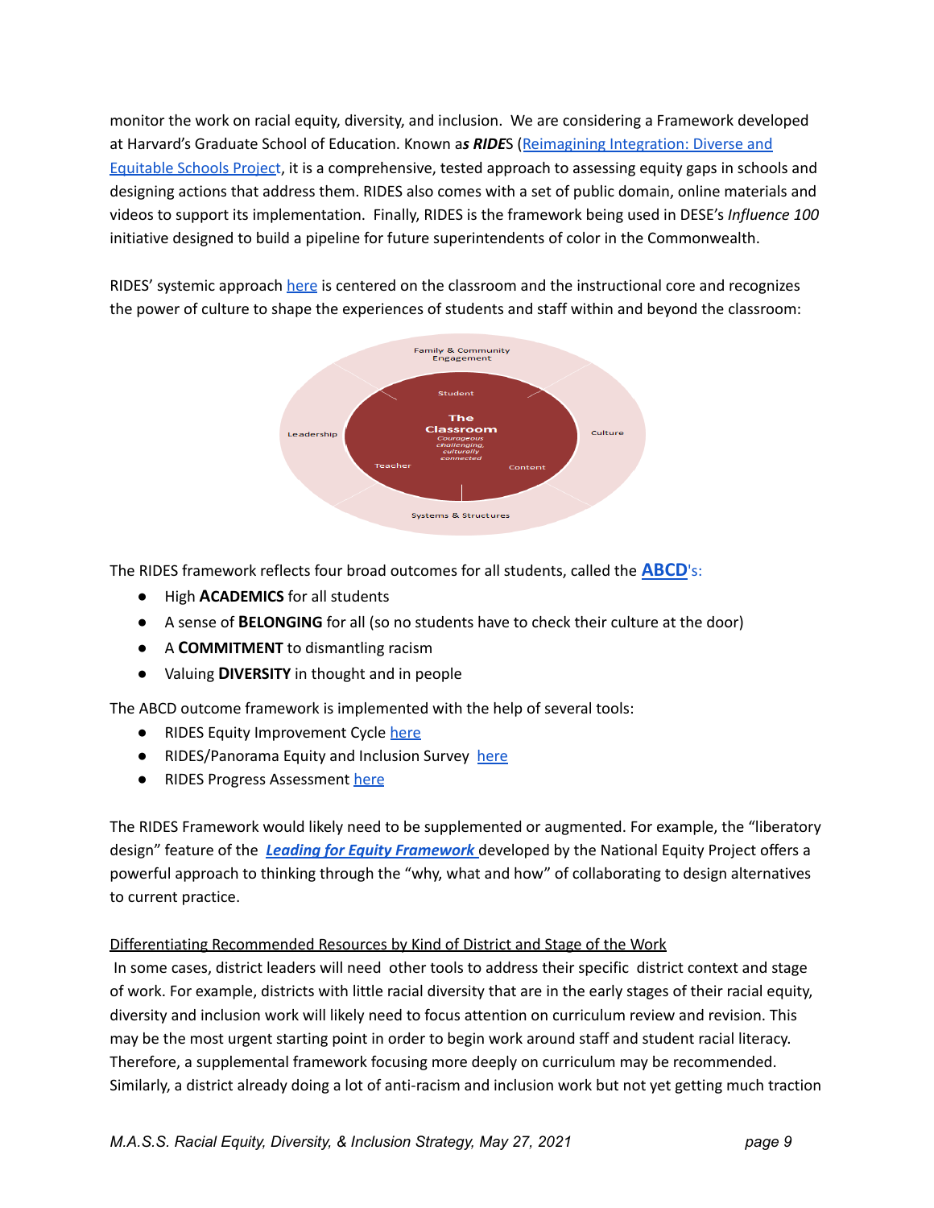monitor the work on racial equity, diversity, and inclusion. We are considering a Framework developed at Harvard's Graduate School of Education. Known a***s RIDE***S (Reimagining Integration: Diverse and Equitable Schools Project), it is a comprehensive, tested approach to assessing equity gaps in schools and designing actions that address them. RIDES also comes with a set of public domain, online materials and videos to support its implementation. Finally, RIDES is the framework being used in DESE's *Influence 100* initiative designed to build a pipeline for future superintendents of color in the Commonwealth.

RIDES' systemic approach here is centered on the classroom and the instructional core and recognizes the power of culture to shape the experiences of students and staff within and beyond the classroom:

Family & Community Engagement

Leadership

Student

**The Classroom**

*Courageous challenging, culturally connected*

Teacher

Content

Culture

Systems & Structures

The RIDES framework reflects four broad outcomes for all students, called the **ABCD**'s:

- High **ACADEMICS** for all students
- A sense of **BELONGING** for all (so no students have to check their culture at the door)
- A **COMMITMENT** to dismantling racism
- Valuing **DIVERSITY** in thought and in people

The ABCD outcome framework is implemented with the help of several tools:

- RIDES Equity Improvement Cycle here
- RIDES/Panorama Equity and Inclusion Survey here
- RIDES Progress Assessment here

The RIDES Framework would likely need to be supplemented or augmented. For example, the "liberatory design" feature of the ***Leading for Equity Framework*** developed by the National Equity Project offers a powerful approach to thinking through the "why, what and how" of collaborating to design alternatives to current practice.

Differentiating Recommended Resources by Kind of District and Stage of the Work

In some cases, district leaders will need other tools to address their specific district context and stage of work. For example, districts with little racial diversity that are in the early stages of their racial equity, diversity and inclusion work will likely need to focus attention on curriculum review and revision. This may be the most urgent starting point in order to begin work around staff and student racial literacy. Therefore, a supplemental framework focusing more deeply on curriculum may be recommended. Similarly, a district already doing a lot of anti-racism and inclusion work but not yet getting much traction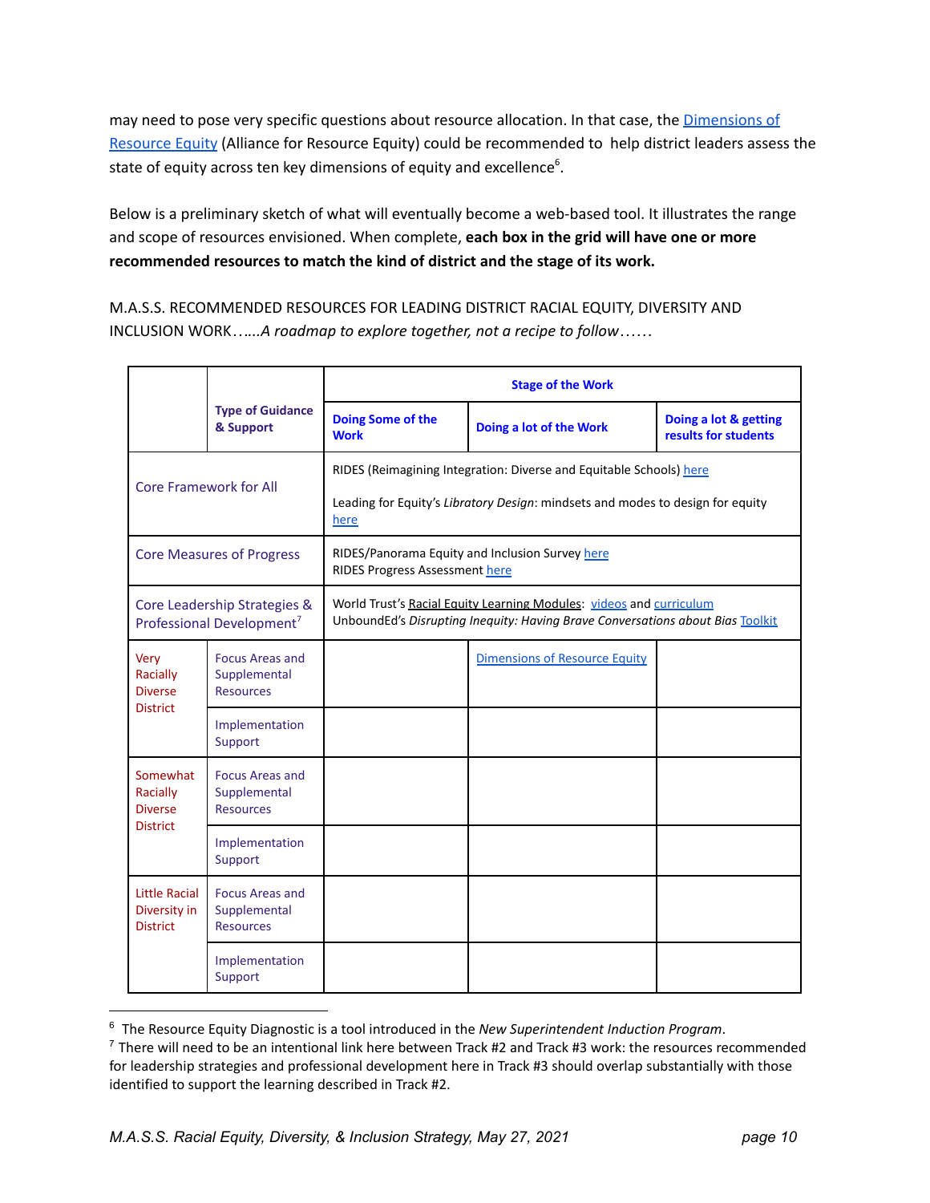may need to pose very specific questions about resource allocation. In that case, the Dimensions of Resource Equity (Alliance for Resource Equity) could be recommended to help district leaders assess the state of equity across ten key dimensions of equity and excellence[6].

Below is a preliminary sketch of what will eventually become a web-based tool. It illustrates the range and scope of resources envisioned. When complete, **each box in the grid will have one or more recommended resources to match the kind of district and the stage of its work.**

M.A.S.S. RECOMMENDED RESOURCES FOR LEADING DISTRICT RACIAL EQUITY, DIVERSITY AND INCLUSION WORK……*A roadmap to explore together, not a recipe to follow……*

| | **Type of Guidance & Support** | **Stage of the Work** | | |
|---|---|---|---|---|
| | | **Doing Some of the Work** | **Doing a lot of the Work** | **Doing a lot & getting results for students** |
| Core Framework for All | | RIDES (Reimagining Integration: Diverse and Equitable Schools) here<br><br>Leading for Equity's *Libratory Design*: mindsets and modes to design for equity here | | |
| Core Measures of Progress | | RIDES/Panorama Equity and Inclusion Survey here<br>RIDES Progress Assessment here | | |
| Core Leadership Strategies & Professional Development[7] | | World Trust's Racial Equity Learning Modules: videos and curriculum<br>UnboundEd's *Disrupting Inequity: Having Brave Conversations about Bias* Toolkit | | |
| Very Racially Diverse District | Focus Areas and Supplemental Resources | | Dimensions of Resource Equity | |
| | Implementation Support | | | |
| Somewhat Racially Diverse District | Focus Areas and Supplemental Resources | | | |
| | Implementation Support | | | |
| Little Racial Diversity in District | Focus Areas and Supplemental Resources | | | |
| | Implementation Support | | | |

[6] The Resource Equity Diagnostic is a tool introduced in the *New Superintendent Induction Program*.

[7] There will need to be an intentional link here between Track #2 and Track #3 work: the resources recommended for leadership strategies and professional development here in Track #3 should overlap substantially with those identified to support the learning described in Track #2.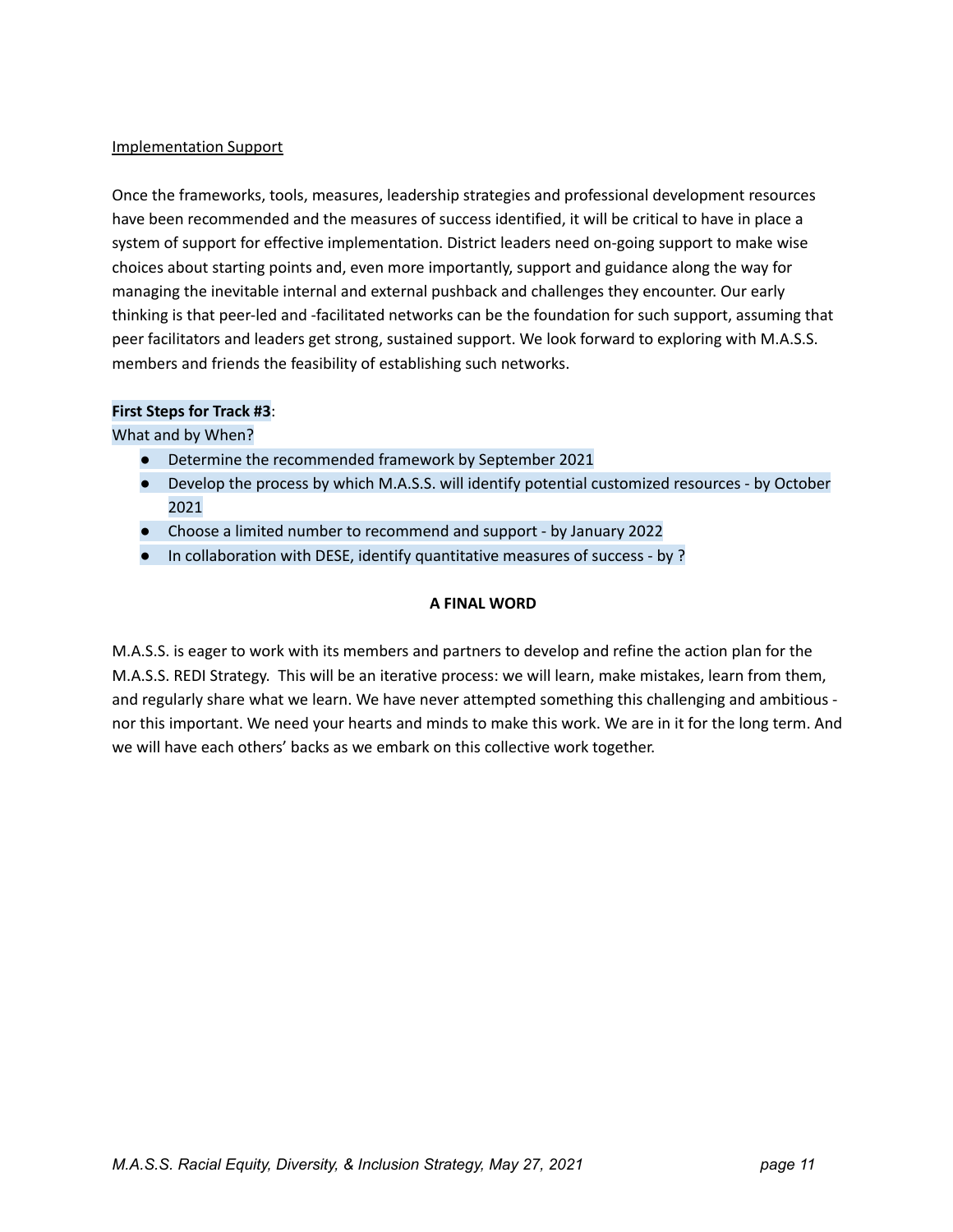Implementation Support

Once the frameworks, tools, measures, leadership strategies and professional development resources have been recommended and the measures of success identified, it will be critical to have in place a system of support for effective implementation. District leaders need on-going support to make wise choices about starting points and, even more importantly, support and guidance along the way for managing the inevitable internal and external pushback and challenges they encounter. Our early thinking is that peer-led and -facilitated networks can be the foundation for such support, assuming that peer facilitators and leaders get strong, sustained support. We look forward to exploring with M.A.S.S. members and friends the feasibility of establishing such networks.

**First Steps for Track #3**:

What and by When?

- Determine the recommended framework by September 2021
- Develop the process by which M.A.S.S. will identify potential customized resources - by October 2021
- Choose a limited number to recommend and support - by January 2022
- In collaboration with DESE, identify quantitative measures of success - by ?

## A FINAL WORD

M.A.S.S. is eager to work with its members and partners to develop and refine the action plan for the M.A.S.S. REDI Strategy. This will be an iterative process: we will learn, make mistakes, learn from them, and regularly share what we learn. We have never attempted something this challenging and ambitious - nor this important. We need your hearts and minds to make this work. We are in it for the long term. And we will have each others' backs as we embark on this collective work together.